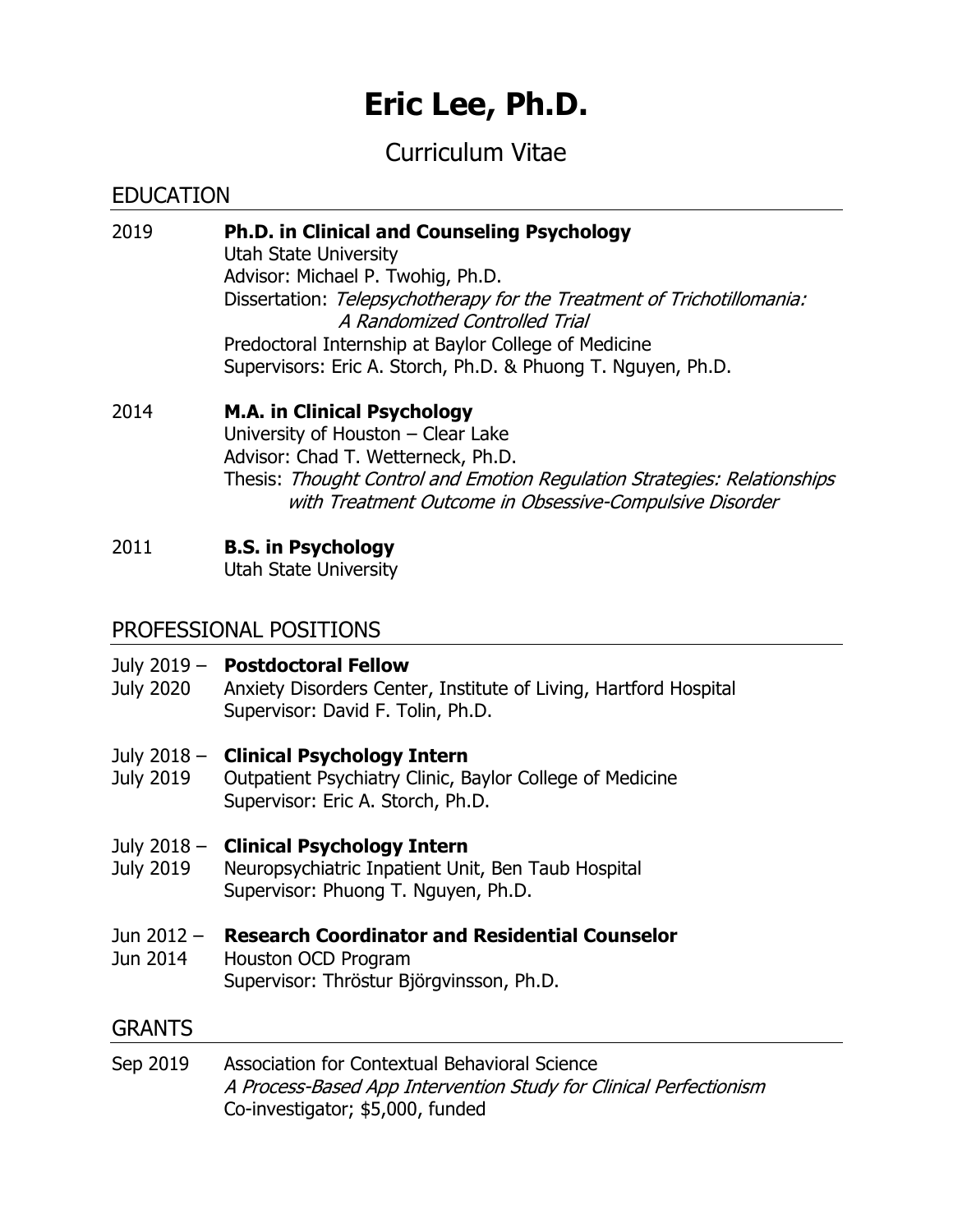# Eric Lee, Ph.D.

Curriculum Vitae

## EDUCATION

2019 **Ph.D. in Clinical and Counseling Psychology**
Utah State University
Advisor: Michael P. Twohig, Ph.D.
Dissertation: *Telepsychotherapy for the Treatment of Trichotillomania: A Randomized Controlled Trial*
Predoctoral Internship at Baylor College of Medicine
Supervisors: Eric A. Storch, Ph.D. & Phuong T. Nguyen, Ph.D.

2014 **M.A. in Clinical Psychology**
University of Houston – Clear Lake
Advisor: Chad T. Wetterneck, Ph.D.
Thesis: *Thought Control and Emotion Regulation Strategies: Relationships with Treatment Outcome in Obsessive-Compulsive Disorder*

2011 **B.S. in Psychology**
Utah State University

## PROFESSIONAL POSITIONS

July 2019 – July 2020 **Postdoctoral Fellow**
Anxiety Disorders Center, Institute of Living, Hartford Hospital
Supervisor: David F. Tolin, Ph.D.

July 2018 – July 2019 **Clinical Psychology Intern**
Outpatient Psychiatry Clinic, Baylor College of Medicine
Supervisor: Eric A. Storch, Ph.D.

July 2018 – July 2019 **Clinical Psychology Intern**
Neuropsychiatric Inpatient Unit, Ben Taub Hospital
Supervisor: Phuong T. Nguyen, Ph.D.

Jun 2012 – Jun 2014 **Research Coordinator and Residential Counselor**
Houston OCD Program
Supervisor: Thröstur Björgvinsson, Ph.D.

## GRANTS

Sep 2019 Association for Contextual Behavioral Science
*A Process-Based App Intervention Study for Clinical Perfectionism*
Co-investigator; $5,000, funded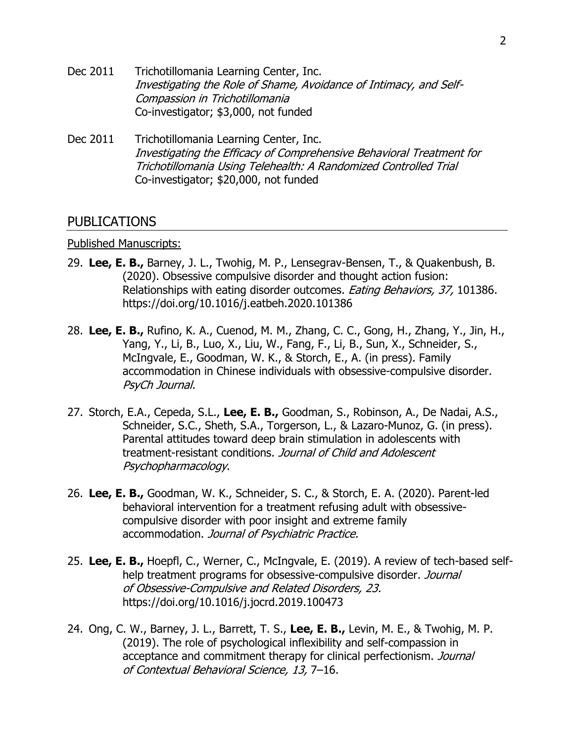Dec 2011 Trichotillomania Learning Center, Inc.
*Investigating the Role of Shame, Avoidance of Intimacy, and Self-Compassion in Trichotillomania*
Co-investigator; $3,000, not funded

Dec 2011 Trichotillomania Learning Center, Inc.
*Investigating the Efficacy of Comprehensive Behavioral Treatment for Trichotillomania Using Telehealth: A Randomized Controlled Trial*
Co-investigator; $20,000, not funded

## PUBLICATIONS

Published Manuscripts:

29. **Lee, E. B.,** Barney, J. L., Twohig, M. P., Lensegrav-Bensen, T., & Quakenbush, B. (2020). Obsessive compulsive disorder and thought action fusion: Relationships with eating disorder outcomes. *Eating Behaviors, 37,* 101386. https://doi.org/10.1016/j.eatbeh.2020.101386

28. **Lee, E. B.,** Rufino, K. A., Cuenod, M. M., Zhang, C. C., Gong, H., Zhang, Y., Jin, H., Yang, Y., Li, B., Luo, X., Liu, W., Fang, F., Li, B., Sun, X., Schneider, S., McIngvale, E., Goodman, W. K., & Storch, E., A. (in press). Family accommodation in Chinese individuals with obsessive-compulsive disorder. *PsyCh Journal.*

27. Storch, E.A., Cepeda, S.L., **Lee, E. B.,** Goodman, S., Robinson, A., De Nadai, A.S., Schneider, S.C., Sheth, S.A., Torgerson, L., & Lazaro-Munoz, G. (in press). Parental attitudes toward deep brain stimulation in adolescents with treatment-resistant conditions. *Journal of Child and Adolescent Psychopharmacology*.

26. **Lee, E. B.,** Goodman, W. K., Schneider, S. C., & Storch, E. A. (2020). Parent-led behavioral intervention for a treatment refusing adult with obsessive-compulsive disorder with poor insight and extreme family accommodation. *Journal of Psychiatric Practice.*

25. **Lee, E. B.,** Hoepfl, C., Werner, C., McIngvale, E. (2019). A review of tech-based self-help treatment programs for obsessive-compulsive disorder. *Journal of Obsessive-Compulsive and Related Disorders, 23.* https://doi.org/10.1016/j.jocrd.2019.100473

24. Ong, C. W., Barney, J. L., Barrett, T. S., **Lee, E. B.,** Levin, M. E., & Twohig, M. P. (2019). The role of psychological inflexibility and self-compassion in acceptance and commitment therapy for clinical perfectionism. *Journal of Contextual Behavioral Science, 13,* 7–16.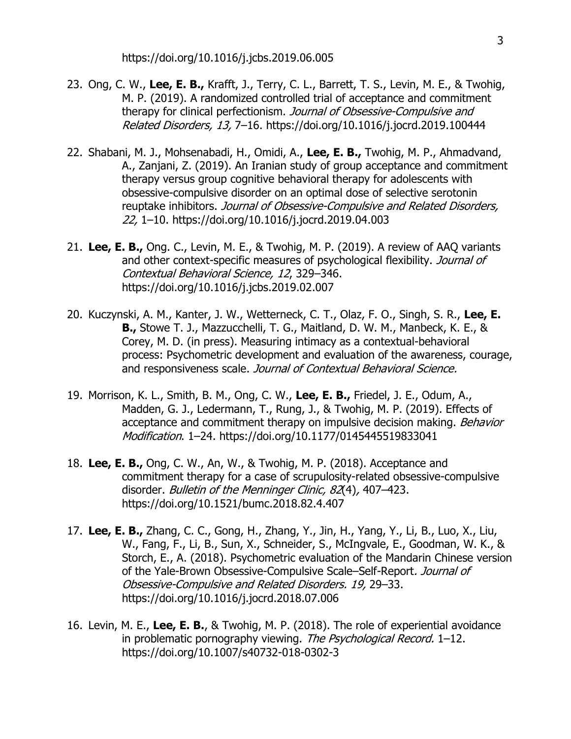https://doi.org/10.1016/j.jcbs.2019.06.005

23. Ong, C. W., **Lee, E. B.,** Krafft, J., Terry, C. L., Barrett, T. S., Levin, M. E., & Twohig, M. P. (2019). A randomized controlled trial of acceptance and commitment therapy for clinical perfectionism. *Journal of Obsessive-Compulsive and Related Disorders, 13,* 7–16. https://doi.org/10.1016/j.jocrd.2019.100444

22. Shabani, M. J., Mohsenabadi, H., Omidi, A., **Lee, E. B.,** Twohig, M. P., Ahmadvand, A., Zanjani, Z. (2019). An Iranian study of group acceptance and commitment therapy versus group cognitive behavioral therapy for adolescents with obsessive-compulsive disorder on an optimal dose of selective serotonin reuptake inhibitors. *Journal of Obsessive-Compulsive and Related Disorders, 22,* 1–10. https://doi.org/10.1016/j.jocrd.2019.04.003

21. **Lee, E. B.,** Ong. C., Levin, M. E., & Twohig, M. P. (2019). A review of AAQ variants and other context-specific measures of psychological flexibility. *Journal of Contextual Behavioral Science, 12*, 329–346. https://doi.org/10.1016/j.jcbs.2019.02.007

20. Kuczynski, A. M., Kanter, J. W., Wetterneck, C. T., Olaz, F. O., Singh, S. R., **Lee, E. B.,** Stowe T. J., Mazzucchelli, T. G., Maitland, D. W. M., Manbeck, K. E., & Corey, M. D. (in press). Measuring intimacy as a contextual-behavioral process: Psychometric development and evaluation of the awareness, courage, and responsiveness scale. *Journal of Contextual Behavioral Science.*

19. Morrison, K. L., Smith, B. M., Ong, C. W., **Lee, E. B.,** Friedel, J. E., Odum, A., Madden, G. J., Ledermann, T., Rung, J., & Twohig, M. P. (2019). Effects of acceptance and commitment therapy on impulsive decision making. *Behavior Modification*. 1–24. https://doi.org/10.1177/0145445519833041

18. **Lee, E. B.,** Ong, C. W., An, W., & Twohig, M. P. (2018). Acceptance and commitment therapy for a case of scrupulosity-related obsessive-compulsive disorder. *Bulletin of the Menninger Clinic, 82*(4)*,* 407–423. https://doi.org/10.1521/bumc.2018.82.4.407

17. **Lee, E. B.,** Zhang, C. C., Gong, H., Zhang, Y., Jin, H., Yang, Y., Li, B., Luo, X., Liu, W., Fang, F., Li, B., Sun, X., Schneider, S., McIngvale, E., Goodman, W. K., & Storch, E., A. (2018). Psychometric evaluation of the Mandarin Chinese version of the Yale-Brown Obsessive-Compulsive Scale–Self-Report*. Journal of Obsessive-Compulsive and Related Disorders. 19,* 29–33. https://doi.org/10.1016/j.jocrd.2018.07.006

16. Levin, M. E., **Lee, E. B.**, & Twohig, M. P. (2018). The role of experiential avoidance in problematic pornography viewing. *The Psychological Record.* 1–12. https://doi.org/10.1007/s40732-018-0302-3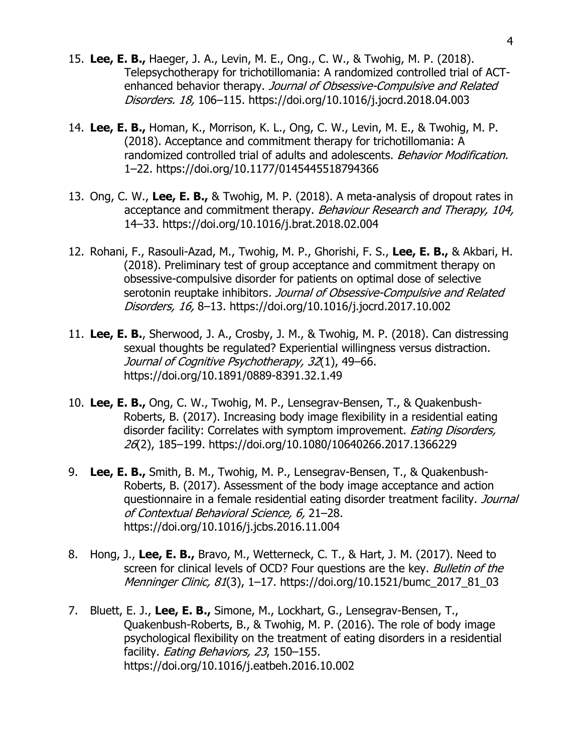15. **Lee, E. B.,** Haeger, J. A., Levin, M. E., Ong., C. W., & Twohig, M. P. (2018). Telepsychotherapy for trichotillomania: A randomized controlled trial of ACT-enhanced behavior therapy. *Journal of Obsessive-Compulsive and Related Disorders. 18,* 106–115. https://doi.org/10.1016/j.jocrd.2018.04.003

14. **Lee, E. B.,** Homan, K., Morrison, K. L., Ong, C. W., Levin, M. E., & Twohig, M. P. (2018). Acceptance and commitment therapy for trichotillomania: A randomized controlled trial of adults and adolescents. *Behavior Modification.* 1–22. https://doi.org/10.1177/0145445518794366

13. Ong, C. W., **Lee, E. B.,** & Twohig, M. P. (2018). A meta-analysis of dropout rates in acceptance and commitment therapy. *Behaviour Research and Therapy, 104,* 14–33. https://doi.org/10.1016/j.brat.2018.02.004

12. Rohani, F., Rasouli-Azad, M., Twohig, M. P., Ghorishi, F. S., **Lee, E. B.,** & Akbari, H. (2018). Preliminary test of group acceptance and commitment therapy on obsessive-compulsive disorder for patients on optimal dose of selective serotonin reuptake inhibitors*. Journal of Obsessive-Compulsive and Related Disorders, 16,* 8–13. https://doi.org/10.1016/j.jocrd.2017.10.002

11. **Lee, E. B.**, Sherwood, J. A., Crosby, J. M., & Twohig, M. P. (2018). Can distressing sexual thoughts be regulated? Experiential willingness versus distraction. *Journal of Cognitive Psychotherapy, 32*(1), 49–66. https://doi.org/10.1891/0889-8391.32.1.49

10. **Lee, E. B.,** Ong, C. W., Twohig, M. P., Lensegrav-Bensen, T., & Quakenbush-Roberts, B. (2017). Increasing body image flexibility in a residential eating disorder facility: Correlates with symptom improvement. *Eating Disorders, 26*(2), 185–199. https://doi.org/10.1080/10640266.2017.1366229

9. **Lee, E. B.,** Smith, B. M., Twohig, M. P., Lensegrav-Bensen, T., & Quakenbush-Roberts, B. (2017). Assessment of the body image acceptance and action questionnaire in a female residential eating disorder treatment facility. *Journal of Contextual Behavioral Science, 6,* 21–28. https://doi.org/10.1016/j.jcbs.2016.11.004

8. Hong, J., **Lee, E. B.,** Bravo, M., Wetterneck, C. T., & Hart, J. M. (2017). Need to screen for clinical levels of OCD? Four questions are the key. *Bulletin of the Menninger Clinic, 81*(3), 1–17. https://doi.org/10.1521/bumc_2017_81_03

7. Bluett, E. J., **Lee, E. B.,** Simone, M., Lockhart, G., Lensegrav-Bensen, T., Quakenbush-Roberts, B., & Twohig, M. P. (2016). The role of body image psychological flexibility on the treatment of eating disorders in a residential facility. *Eating Behaviors, 23*, 150–155. https://doi.org/10.1016/j.eatbeh.2016.10.002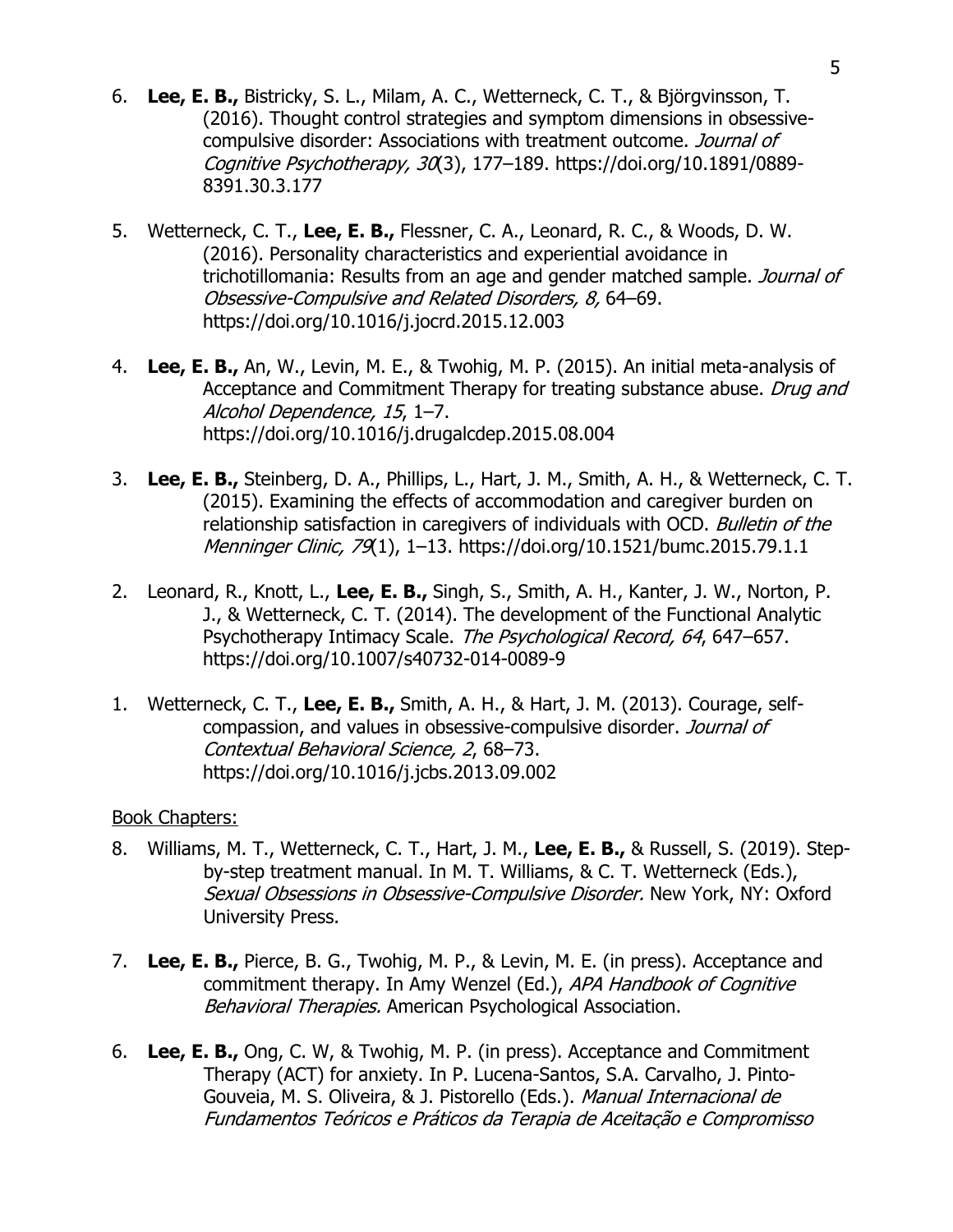6. **Lee, E. B.,** Bistricky, S. L., Milam, A. C., Wetterneck, C. T., & Björgvinsson, T. (2016). Thought control strategies and symptom dimensions in obsessive-compulsive disorder: Associations with treatment outcome. *Journal of Cognitive Psychotherapy, 30*(3), 177–189. https://doi.org/10.1891/0889-8391.30.3.177

5. Wetterneck, C. T., **Lee, E. B.,** Flessner, C. A., Leonard, R. C., & Woods, D. W. (2016). Personality characteristics and experiential avoidance in trichotillomania: Results from an age and gender matched sample. *Journal of Obsessive-Compulsive and Related Disorders, 8,* 64–69. https://doi.org/10.1016/j.jocrd.2015.12.003

4. **Lee, E. B.,** An, W., Levin, M. E., & Twohig, M. P. (2015). An initial meta-analysis of Acceptance and Commitment Therapy for treating substance abuse. *Drug and Alcohol Dependence, 15*, 1–7. https://doi.org/10.1016/j.drugalcdep.2015.08.004

3. **Lee, E. B.,** Steinberg, D. A., Phillips, L., Hart, J. M., Smith, A. H., & Wetterneck, C. T. (2015). Examining the effects of accommodation and caregiver burden on relationship satisfaction in caregivers of individuals with OCD. *Bulletin of the Menninger Clinic, 79*(1), 1–13. https://doi.org/10.1521/bumc.2015.79.1.1

2. Leonard, R., Knott, L., **Lee, E. B.,** Singh, S., Smith, A. H., Kanter, J. W., Norton, P. J., & Wetterneck, C. T. (2014). The development of the Functional Analytic Psychotherapy Intimacy Scale. *The Psychological Record, 64*, 647–657. https://doi.org/10.1007/s40732-014-0089-9

1. Wetterneck, C. T., **Lee, E. B.,** Smith, A. H., & Hart, J. M. (2013). Courage, self-compassion, and values in obsessive-compulsive disorder. *Journal of Contextual Behavioral Science, 2*, 68–73. https://doi.org/10.1016/j.jcbs.2013.09.002

Book Chapters:

8. Williams, M. T., Wetterneck, C. T., Hart, J. M., **Lee, E. B.,** & Russell, S. (2019). Step-by-step treatment manual. In M. T. Williams, & C. T. Wetterneck (Eds.), *Sexual Obsessions in Obsessive-Compulsive Disorder.* New York, NY: Oxford University Press.

7. **Lee, E. B.,** Pierce, B. G., Twohig, M. P., & Levin, M. E. (in press). Acceptance and commitment therapy. In Amy Wenzel (Ed.), *APA Handbook of Cognitive Behavioral Therapies.* American Psychological Association.

6. **Lee, E. B.,** Ong, C. W, & Twohig, M. P. (in press). Acceptance and Commitment Therapy (ACT) for anxiety. In P. Lucena-Santos, S.A. Carvalho, J. Pinto-Gouveia, M. S. Oliveira, & J. Pistorello (Eds.). *Manual Internacional de Fundamentos Teóricos e Práticos da Terapia de Aceitação e Compromisso*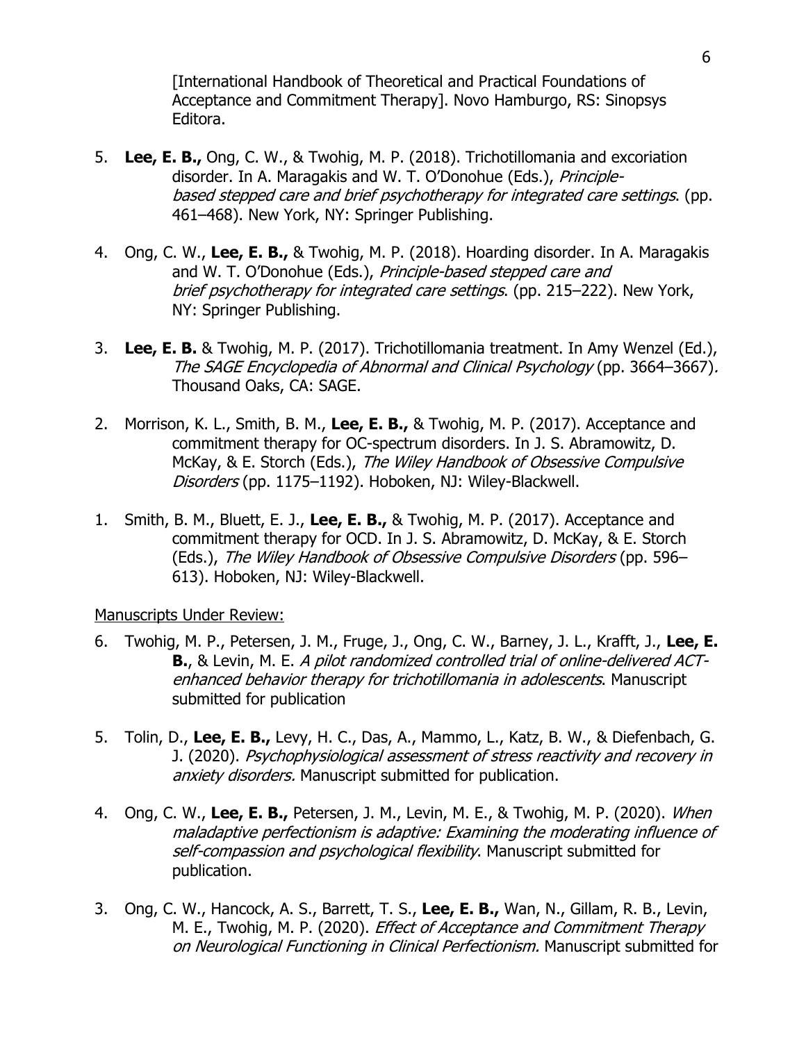[International Handbook of Theoretical and Practical Foundations of Acceptance and Commitment Therapy]. Novo Hamburgo, RS: Sinopsys Editora.

5. **Lee, E. B.,** Ong, C. W., & Twohig, M. P. (2018). Trichotillomania and excoriation disorder. In A. Maragakis and W. T. O'Donohue (Eds.), *Principle-based stepped care and brief psychotherapy for integrated care settings*. (pp. 461–468). New York, NY: Springer Publishing.

4. Ong, C. W., **Lee, E. B.,** & Twohig, M. P. (2018). Hoarding disorder. In A. Maragakis and W. T. O'Donohue (Eds.), *Principle-based stepped care and brief psychotherapy for integrated care settings*. (pp. 215–222). New York, NY: Springer Publishing.

3. **Lee, E. B.** & Twohig, M. P. (2017). Trichotillomania treatment. In Amy Wenzel (Ed.), *The SAGE Encyclopedia of Abnormal and Clinical Psychology* (pp. 3664–3667). Thousand Oaks, CA: SAGE.

2. Morrison, K. L., Smith, B. M., **Lee, E. B.,** & Twohig, M. P. (2017). Acceptance and commitment therapy for OC-spectrum disorders. In J. S. Abramowitz, D. McKay, & E. Storch (Eds.), *The Wiley Handbook of Obsessive Compulsive Disorders* (pp. 1175–1192). Hoboken, NJ: Wiley-Blackwell.

1. Smith, B. M., Bluett, E. J., **Lee, E. B.,** & Twohig, M. P. (2017). Acceptance and commitment therapy for OCD. In J. S. Abramowitz, D. McKay, & E. Storch (Eds.), *The Wiley Handbook of Obsessive Compulsive Disorders* (pp. 596–613). Hoboken, NJ: Wiley-Blackwell.

<u>Manuscripts Under Review:</u>

6. Twohig, M. P., Petersen, J. M., Fruge, J., Ong, C. W., Barney, J. L., Krafft, J., **Lee, E. B.**, & Levin, M. E. *A pilot randomized controlled trial of online-delivered ACT-enhanced behavior therapy for trichotillomania in adolescents*. Manuscript submitted for publication

5. Tolin, D., **Lee, E. B.,** Levy, H. C., Das, A., Mammo, L., Katz, B. W., & Diefenbach, G. J. (2020). *Psychophysiological assessment of stress reactivity and recovery in anxiety disorders.* Manuscript submitted for publication.

4. Ong, C. W., **Lee, E. B.,** Petersen, J. M., Levin, M. E., & Twohig, M. P. (2020). *When maladaptive perfectionism is adaptive: Examining the moderating influence of self-compassion and psychological flexibility*. Manuscript submitted for publication.

3. Ong, C. W., Hancock, A. S., Barrett, T. S., **Lee, E. B.,** Wan, N., Gillam, R. B., Levin, M. E., Twohig, M. P. (2020). *Effect of Acceptance and Commitment Therapy on Neurological Functioning in Clinical Perfectionism.* Manuscript submitted for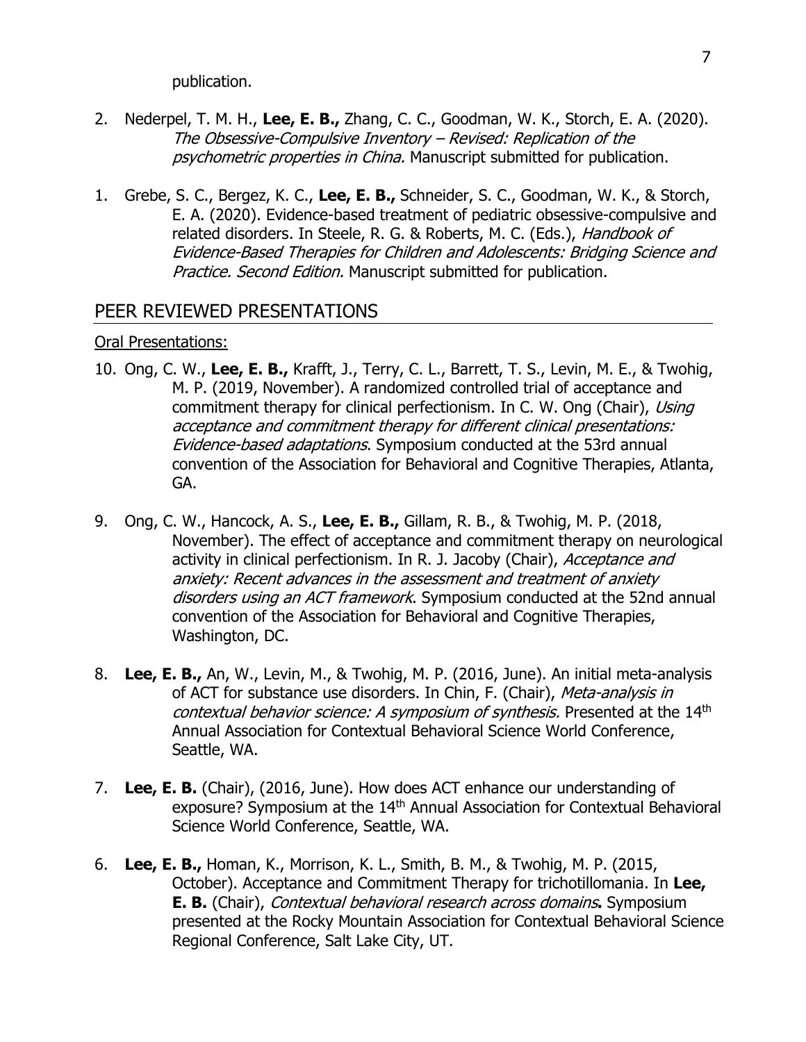publication.

2. Nederpel, T. M. H., **Lee, E. B.,** Zhang, C. C., Goodman, W. K., Storch, E. A. (2020). *The Obsessive-Compulsive Inventory – Revised: Replication of the psychometric properties in China.* Manuscript submitted for publication.

1. Grebe, S. C., Bergez, K. C., **Lee, E. B.,** Schneider, S. C., Goodman, W. K., & Storch, E. A. (2020). Evidence-based treatment of pediatric obsessive-compulsive and related disorders. In Steele, R. G. & Roberts, M. C. (Eds.), *Handbook of Evidence-Based Therapies for Children and Adolescents: Bridging Science and Practice. Second Edition.* Manuscript submitted for publication.

## PEER REVIEWED PRESENTATIONS

Oral Presentations:

10. Ong, C. W., **Lee, E. B.,** Krafft, J., Terry, C. L., Barrett, T. S., Levin, M. E., & Twohig, M. P. (2019, November). A randomized controlled trial of acceptance and commitment therapy for clinical perfectionism. In C. W. Ong (Chair), *Using acceptance and commitment therapy for different clinical presentations: Evidence-based adaptations*. Symposium conducted at the 53rd annual convention of the Association for Behavioral and Cognitive Therapies, Atlanta, GA.

9. Ong, C. W., Hancock, A. S., **Lee, E. B.,** Gillam, R. B., & Twohig, M. P. (2018, November). The effect of acceptance and commitment therapy on neurological activity in clinical perfectionism. In R. J. Jacoby (Chair), *Acceptance and anxiety: Recent advances in the assessment and treatment of anxiety disorders using an ACT framework*. Symposium conducted at the 52nd annual convention of the Association for Behavioral and Cognitive Therapies, Washington, DC.

8. **Lee, E. B.,** An, W., Levin, M., & Twohig, M. P. (2016, June). An initial meta-analysis of ACT for substance use disorders. In Chin, F. (Chair), *Meta-analysis in contextual behavior science: A symposium of synthesis.* Presented at the 14th Annual Association for Contextual Behavioral Science World Conference, Seattle, WA.

7. **Lee, E. B.** (Chair), (2016, June). How does ACT enhance our understanding of exposure? Symposium at the 14th Annual Association for Contextual Behavioral Science World Conference, Seattle, WA.

6. **Lee, E. B.,** Homan, K., Morrison, K. L., Smith, B. M., & Twohig, M. P. (2015, October). Acceptance and Commitment Therapy for trichotillomania. In **Lee, E. B.** (Chair), *Contextual behavioral research across domains***.** Symposium presented at the Rocky Mountain Association for Contextual Behavioral Science Regional Conference, Salt Lake City, UT.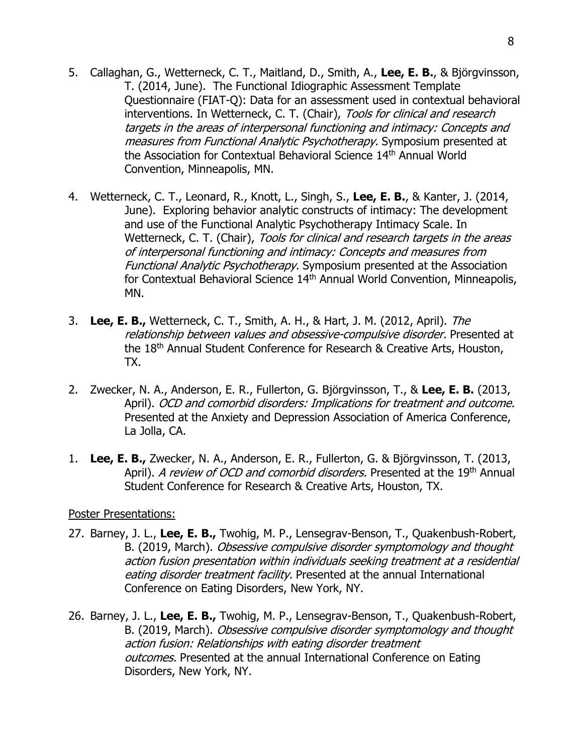5. Callaghan, G., Wetterneck, C. T., Maitland, D., Smith, A., **Lee, E. B.**, & Björgvinsson, T. (2014, June). The Functional Idiographic Assessment Template Questionnaire (FIAT-Q): Data for an assessment used in contextual behavioral interventions. In Wetterneck, C. T. (Chair), *Tools for clinical and research targets in the areas of interpersonal functioning and intimacy: Concepts and measures from Functional Analytic Psychotherapy.* Symposium presented at the Association for Contextual Behavioral Science 14th Annual World Convention, Minneapolis, MN.

4. Wetterneck, C. T., Leonard, R., Knott, L., Singh, S., **Lee, E. B.**, & Kanter, J. (2014, June). Exploring behavior analytic constructs of intimacy: The development and use of the Functional Analytic Psychotherapy Intimacy Scale. In Wetterneck, C. T. (Chair), *Tools for clinical and research targets in the areas of interpersonal functioning and intimacy: Concepts and measures from Functional Analytic Psychotherapy.* Symposium presented at the Association for Contextual Behavioral Science 14th Annual World Convention, Minneapolis, MN.

3. **Lee, E. B.,** Wetterneck, C. T., Smith, A. H., & Hart, J. M. (2012, April). *The relationship between values and obsessive-compulsive disorder.* Presented at the 18th Annual Student Conference for Research & Creative Arts, Houston, TX.

2. Zwecker, N. A., Anderson, E. R., Fullerton, G. Björgvinsson, T., & **Lee, E. B.** (2013, April). *OCD and comorbid disorders: Implications for treatment and outcome.* Presented at the Anxiety and Depression Association of America Conference, La Jolla, CA.

1. **Lee, E. B.,** Zwecker, N. A., Anderson, E. R., Fullerton, G. & Björgvinsson, T. (2013, April). *A review of OCD and comorbid disorders.* Presented at the 19th Annual Student Conference for Research & Creative Arts, Houston, TX.

Poster Presentations:

27. Barney, J. L., **Lee, E. B.,** Twohig, M. P., Lensegrav-Benson, T., Quakenbush-Robert, B. (2019, March). *Obsessive compulsive disorder symptomology and thought action fusion presentation within individuals seeking treatment at a residential eating disorder treatment facility.* Presented at the annual International Conference on Eating Disorders, New York, NY.

26. Barney, J. L., **Lee, E. B.,** Twohig, M. P., Lensegrav-Benson, T., Quakenbush-Robert, B. (2019, March). *Obsessive compulsive disorder symptomology and thought action fusion: Relationships with eating disorder treatment outcomes.* Presented at the annual International Conference on Eating Disorders, New York, NY.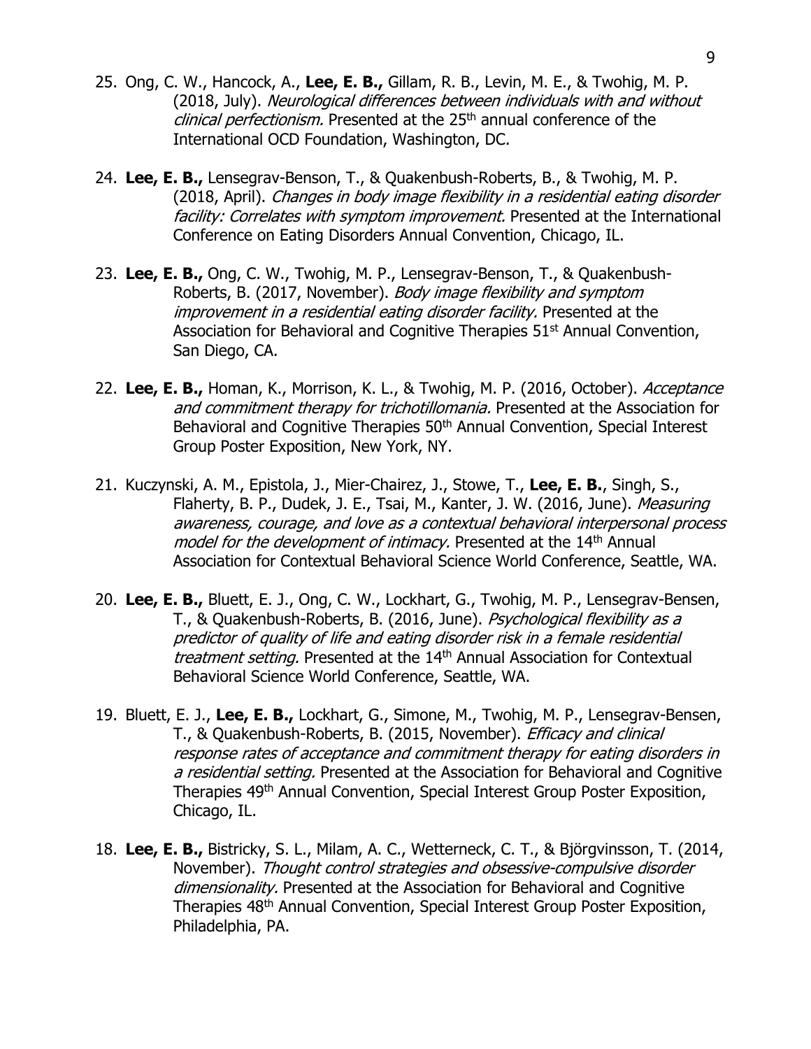25. Ong, C. W., Hancock, A., **Lee, E. B.,** Gillam, R. B., Levin, M. E., & Twohig, M. P. (2018, July). *Neurological differences between individuals with and without clinical perfectionism.* Presented at the 25th annual conference of the International OCD Foundation, Washington, DC.

24. **Lee, E. B.,** Lensegrav-Benson, T., & Quakenbush-Roberts, B., & Twohig, M. P. (2018, April). *Changes in body image flexibility in a residential eating disorder facility: Correlates with symptom improvement.* Presented at the International Conference on Eating Disorders Annual Convention, Chicago, IL.

23. **Lee, E. B.,** Ong, C. W., Twohig, M. P., Lensegrav-Benson, T., & Quakenbush-Roberts, B. (2017, November). *Body image flexibility and symptom improvement in a residential eating disorder facility.* Presented at the Association for Behavioral and Cognitive Therapies 51st Annual Convention, San Diego, CA.

22. **Lee, E. B.,** Homan, K., Morrison, K. L., & Twohig, M. P. (2016, October). *Acceptance and commitment therapy for trichotillomania.* Presented at the Association for Behavioral and Cognitive Therapies 50th Annual Convention, Special Interest Group Poster Exposition, New York, NY.

21. Kuczynski, A. M., Epistola, J., Mier-Chairez, J., Stowe, T., **Lee, E. B.**, Singh, S., Flaherty, B. P., Dudek, J. E., Tsai, M., Kanter, J. W. (2016, June). *Measuring awareness, courage, and love as a contextual behavioral interpersonal process model for the development of intimacy.* Presented at the 14th Annual Association for Contextual Behavioral Science World Conference, Seattle, WA.

20. **Lee, E. B.,** Bluett, E. J., Ong, C. W., Lockhart, G., Twohig, M. P., Lensegrav-Bensen, T., & Quakenbush-Roberts, B. (2016, June). *Psychological flexibility as a predictor of quality of life and eating disorder risk in a female residential treatment setting.* Presented at the 14th Annual Association for Contextual Behavioral Science World Conference, Seattle, WA.

19. Bluett, E. J., **Lee, E. B.,** Lockhart, G., Simone, M., Twohig, M. P., Lensegrav-Bensen, T., & Quakenbush-Roberts, B. (2015, November). *Efficacy and clinical response rates of acceptance and commitment therapy for eating disorders in a residential setting.* Presented at the Association for Behavioral and Cognitive Therapies 49th Annual Convention, Special Interest Group Poster Exposition, Chicago, IL.

18. **Lee, E. B.,** Bistricky, S. L., Milam, A. C., Wetterneck, C. T., & Björgvinsson, T. (2014, November). *Thought control strategies and obsessive-compulsive disorder dimensionality.* Presented at the Association for Behavioral and Cognitive Therapies 48th Annual Convention, Special Interest Group Poster Exposition, Philadelphia, PA.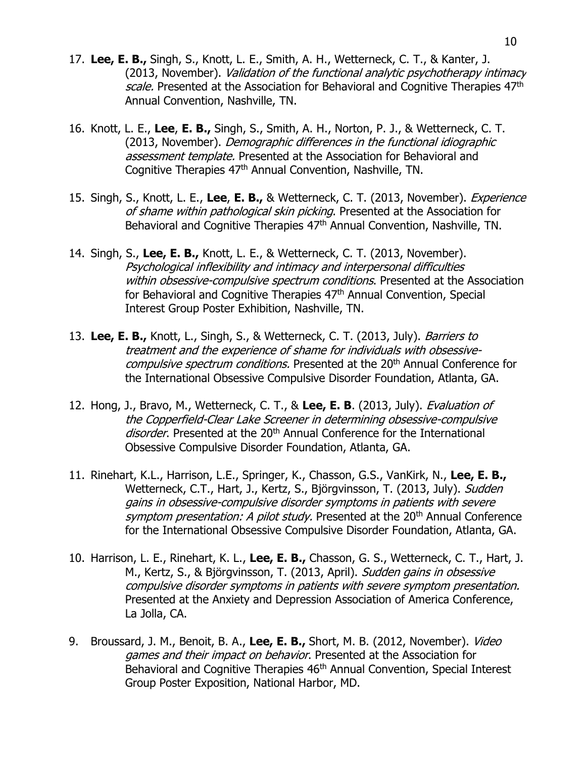17. **Lee, E. B.,** Singh, S., Knott, L. E., Smith, A. H., Wetterneck, C. T., & Kanter, J. (2013, November). *Validation of the functional analytic psychotherapy intimacy scale.* Presented at the Association for Behavioral and Cognitive Therapies 47th Annual Convention, Nashville, TN.

16. Knott, L. E., **Lee**, **E. B.,** Singh, S., Smith, A. H., Norton, P. J., & Wetterneck, C. T. (2013, November). *Demographic differences in the functional idiographic assessment template.* Presented at the Association for Behavioral and Cognitive Therapies 47th Annual Convention, Nashville, TN.

15. Singh, S., Knott, L. E., **Lee**, **E. B.,** & Wetterneck, C. T. (2013, November). *Experience of shame within pathological skin picking*. Presented at the Association for Behavioral and Cognitive Therapies 47th Annual Convention, Nashville, TN.

14. Singh, S., **Lee, E. B.,** Knott, L. E., & Wetterneck, C. T. (2013, November). *Psychological inflexibility and intimacy and interpersonal difficulties within obsessive-compulsive spectrum conditions*. Presented at the Association for Behavioral and Cognitive Therapies 47th Annual Convention, Special Interest Group Poster Exhibition, Nashville, TN.

13. **Lee, E. B.,** Knott, L., Singh, S., & Wetterneck, C. T. (2013, July). *Barriers to treatment and the experience of shame for individuals with obsessive-compulsive spectrum conditions.* Presented at the 20th Annual Conference for the International Obsessive Compulsive Disorder Foundation, Atlanta, GA.

12. Hong, J., Bravo, M., Wetterneck, C. T., & **Lee, E. B**. (2013, July). *Evaluation of the Copperfield-Clear Lake Screener in determining obsessive-compulsive disorder*. Presented at the 20th Annual Conference for the International Obsessive Compulsive Disorder Foundation, Atlanta, GA.

11. Rinehart, K.L., Harrison, L.E., Springer, K., Chasson, G.S., VanKirk, N., **Lee, E. B.,** Wetterneck, C.T., Hart, J., Kertz, S., Björgvinsson, T. (2013, July). *Sudden gains in obsessive-compulsive disorder symptoms in patients with severe symptom presentation: A pilot study.* Presented at the 20th Annual Conference for the International Obsessive Compulsive Disorder Foundation, Atlanta, GA.

10. Harrison, L. E., Rinehart, K. L., **Lee, E. B.,** Chasson, G. S., Wetterneck, C. T., Hart, J. M., Kertz, S., & Björgvinsson, T. (2013, April). *Sudden gains in obsessive compulsive disorder symptoms in patients with severe symptom presentation.* Presented at the Anxiety and Depression Association of America Conference, La Jolla, CA.

9. Broussard, J. M., Benoit, B. A., **Lee, E. B.,** Short, M. B. (2012, November). *Video games and their impact on behavior*. Presented at the Association for Behavioral and Cognitive Therapies 46th Annual Convention, Special Interest Group Poster Exposition, National Harbor, MD.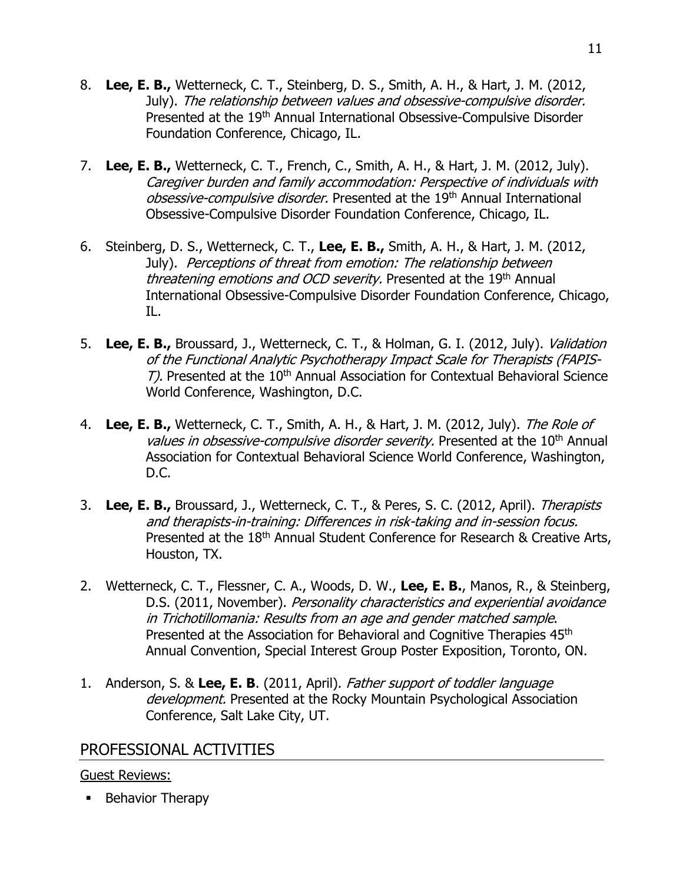8. **Lee, E. B.,** Wetterneck, C. T., Steinberg, D. S., Smith, A. H., & Hart, J. M. (2012, July). *The relationship between values and obsessive-compulsive disorder.* Presented at the 19th Annual International Obsessive-Compulsive Disorder Foundation Conference, Chicago, IL.

7. **Lee, E. B.,** Wetterneck, C. T., French, C., Smith, A. H., & Hart, J. M. (2012, July). *Caregiver burden and family accommodation: Perspective of individuals with obsessive-compulsive disorder.* Presented at the 19th Annual International Obsessive-Compulsive Disorder Foundation Conference, Chicago, IL.

6. Steinberg, D. S., Wetterneck, C. T., **Lee, E. B.,** Smith, A. H., & Hart, J. M. (2012, July). *Perceptions of threat from emotion: The relationship between threatening emotions and OCD severity.* Presented at the 19th Annual International Obsessive-Compulsive Disorder Foundation Conference, Chicago, IL.

5. **Lee, E. B.,** Broussard, J., Wetterneck, C. T., & Holman, G. I. (2012, July). *Validation of the Functional Analytic Psychotherapy Impact Scale for Therapists (FAPIS-T).* Presented at the 10th Annual Association for Contextual Behavioral Science World Conference, Washington, D.C.

4. **Lee, E. B.,** Wetterneck, C. T., Smith, A. H., & Hart, J. M. (2012, July). *The Role of values in obsessive-compulsive disorder severity.* Presented at the 10th Annual Association for Contextual Behavioral Science World Conference, Washington, D.C.

3. **Lee, E. B.,** Broussard, J., Wetterneck, C. T., & Peres, S. C. (2012, April). *Therapists and therapists-in-training: Differences in risk-taking and in-session focus.* Presented at the 18th Annual Student Conference for Research & Creative Arts, Houston, TX.

2. Wetterneck, C. T., Flessner, C. A., Woods, D. W., **Lee, E. B.**, Manos, R., & Steinberg, D.S. (2011, November). *Personality characteristics and experiential avoidance in Trichotillomania: Results from an age and gender matched sample*. Presented at the Association for Behavioral and Cognitive Therapies 45th Annual Convention, Special Interest Group Poster Exposition, Toronto, ON.

1. Anderson, S. & **Lee, E. B**. (2011, April). *Father support of toddler language development.* Presented at the Rocky Mountain Psychological Association Conference, Salt Lake City, UT.

## PROFESSIONAL ACTIVITIES

Guest Reviews:

- Behavior Therapy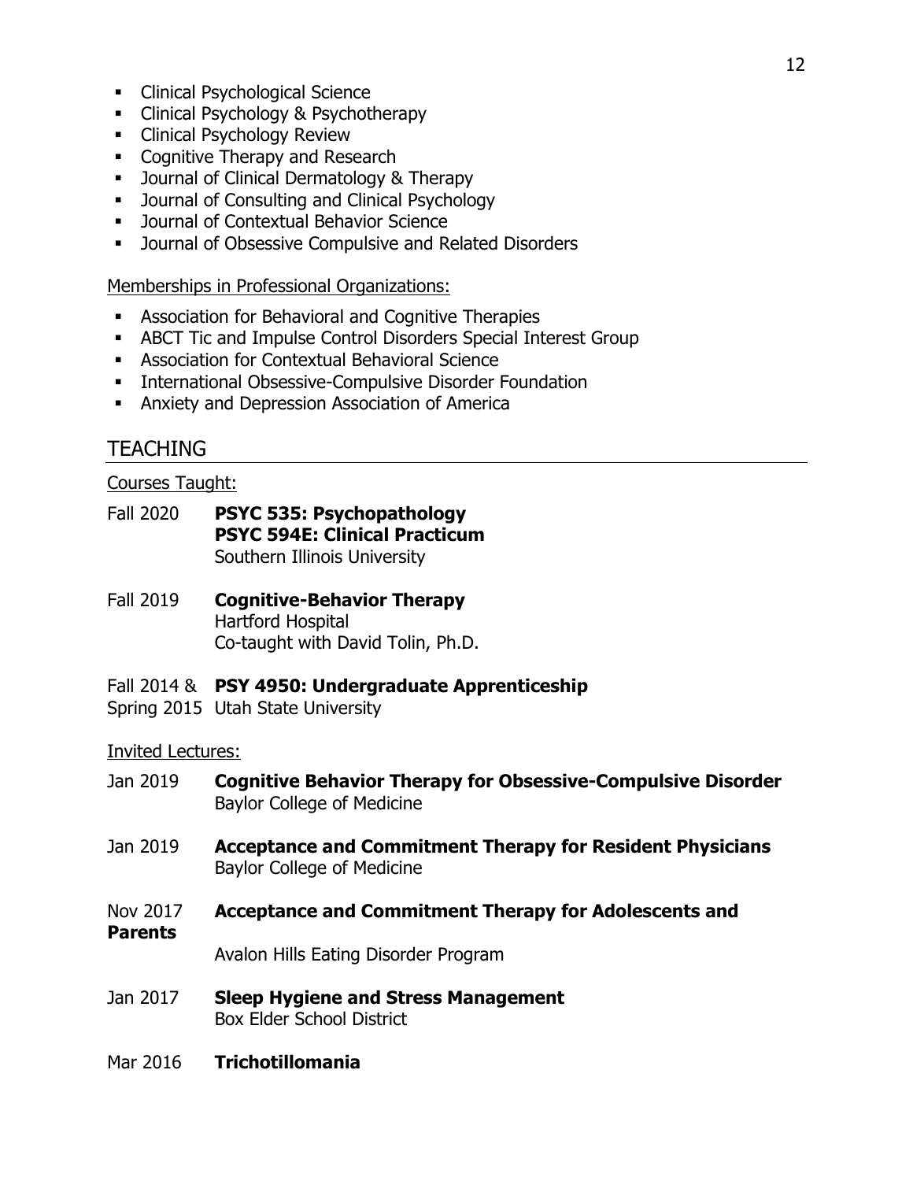- Clinical Psychological Science
- Clinical Psychology & Psychotherapy
- Clinical Psychology Review
- Cognitive Therapy and Research
- Journal of Clinical Dermatology & Therapy
- Journal of Consulting and Clinical Psychology
- Journal of Contextual Behavior Science
- Journal of Obsessive Compulsive and Related Disorders

Memberships in Professional Organizations:

- Association for Behavioral and Cognitive Therapies
- ABCT Tic and Impulse Control Disorders Special Interest Group
- Association for Contextual Behavioral Science
- International Obsessive-Compulsive Disorder Foundation
- Anxiety and Depression Association of America

## TEACHING

Courses Taught:

Fall 2020 **PSYC 535: Psychopathology**
**PSYC 594E: Clinical Practicum**
Southern Illinois University

Fall 2019 **Cognitive-Behavior Therapy**
Hartford Hospital
Co-taught with David Tolin, Ph.D.

Fall 2014 & Spring 2015 **PSY 4950: Undergraduate Apprenticeship**
Utah State University

Invited Lectures:

Jan 2019 **Cognitive Behavior Therapy for Obsessive-Compulsive Disorder**
Baylor College of Medicine

Jan 2019 **Acceptance and Commitment Therapy for Resident Physicians**
Baylor College of Medicine

Nov 2017 **Acceptance and Commitment Therapy for Adolescents and Parents**
Avalon Hills Eating Disorder Program

Jan 2017 **Sleep Hygiene and Stress Management**
Box Elder School District

Mar 2016 **Trichotillomania**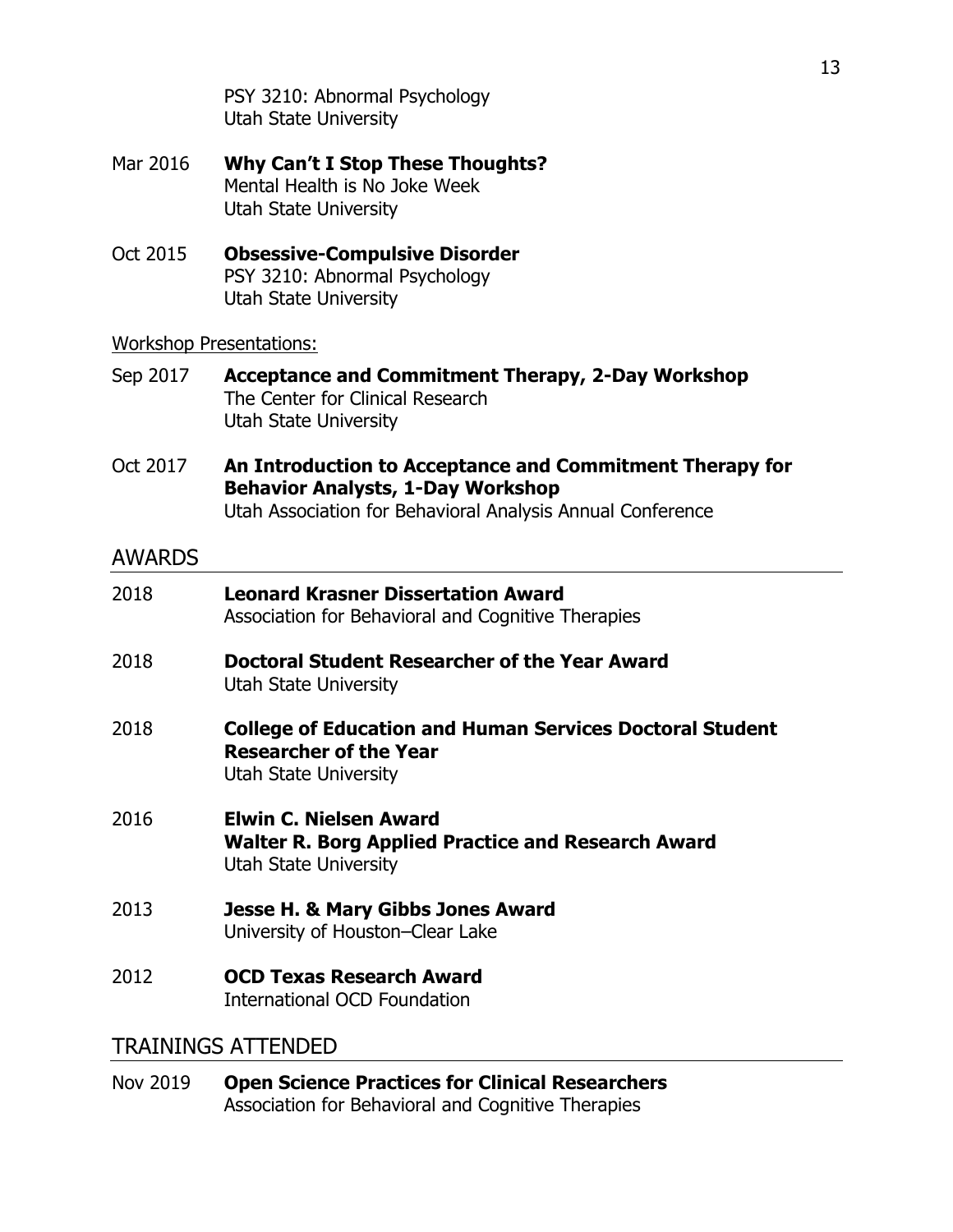PSY 3210: Abnormal Psychology
Utah State University

Mar 2016 **Why Can't I Stop These Thoughts?**
Mental Health is No Joke Week
Utah State University

Oct 2015 **Obsessive-Compulsive Disorder**
PSY 3210: Abnormal Psychology
Utah State University

Workshop Presentations:

Sep 2017 **Acceptance and Commitment Therapy, 2-Day Workshop**
The Center for Clinical Research
Utah State University

Oct 2017 **An Introduction to Acceptance and Commitment Therapy for Behavior Analysts, 1-Day Workshop**
Utah Association for Behavioral Analysis Annual Conference

## AWARDS

2018 **Leonard Krasner Dissertation Award**
Association for Behavioral and Cognitive Therapies

2018 **Doctoral Student Researcher of the Year Award**
Utah State University

2018 **College of Education and Human Services Doctoral Student Researcher of the Year**
Utah State University

2016 **Elwin C. Nielsen Award**
**Walter R. Borg Applied Practice and Research Award**
Utah State University

2013 **Jesse H. & Mary Gibbs Jones Award**
University of Houston–Clear Lake

2012 **OCD Texas Research Award**
International OCD Foundation

## TRAININGS ATTENDED

Nov 2019 **Open Science Practices for Clinical Researchers**
Association for Behavioral and Cognitive Therapies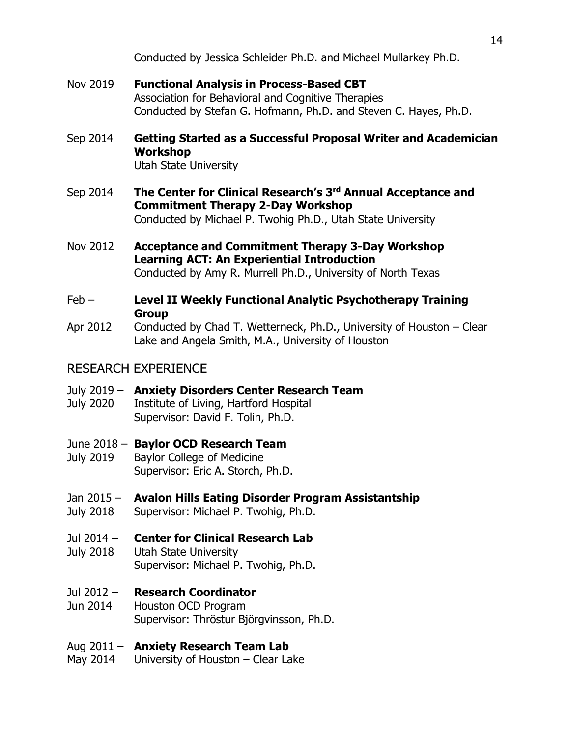Conducted by Jessica Schleider Ph.D. and Michael Mullarkey Ph.D.

Nov 2019 **Functional Analysis in Process-Based CBT**
Association for Behavioral and Cognitive Therapies
Conducted by Stefan G. Hofmann, Ph.D. and Steven C. Hayes, Ph.D.

Sep 2014 **Getting Started as a Successful Proposal Writer and Academician Workshop**
Utah State University

Sep 2014 **The Center for Clinical Research's 3rd Annual Acceptance and Commitment Therapy 2-Day Workshop**
Conducted by Michael P. Twohig Ph.D., Utah State University

Nov 2012 **Acceptance and Commitment Therapy 3-Day Workshop Learning ACT: An Experiential Introduction**
Conducted by Amy R. Murrell Ph.D., University of North Texas

Feb – Apr 2012 **Level II Weekly Functional Analytic Psychotherapy Training Group**
Conducted by Chad T. Wetterneck, Ph.D., University of Houston – Clear Lake and Angela Smith, M.A., University of Houston

## RESEARCH EXPERIENCE

July 2019 – July 2020 **Anxiety Disorders Center Research Team**
Institute of Living, Hartford Hospital
Supervisor: David F. Tolin, Ph.D.

June 2018 – July 2019 **Baylor OCD Research Team**
Baylor College of Medicine
Supervisor: Eric A. Storch, Ph.D.

Jan 2015 – July 2018 **Avalon Hills Eating Disorder Program Assistantship**
Supervisor: Michael P. Twohig, Ph.D.

Jul 2014 – July 2018 **Center for Clinical Research Lab**
Utah State University
Supervisor: Michael P. Twohig, Ph.D.

Jul 2012 – Jun 2014 **Research Coordinator**
Houston OCD Program
Supervisor: Thröstur Björgvinsson, Ph.D.

Aug 2011 – May 2014 **Anxiety Research Team Lab**
University of Houston – Clear Lake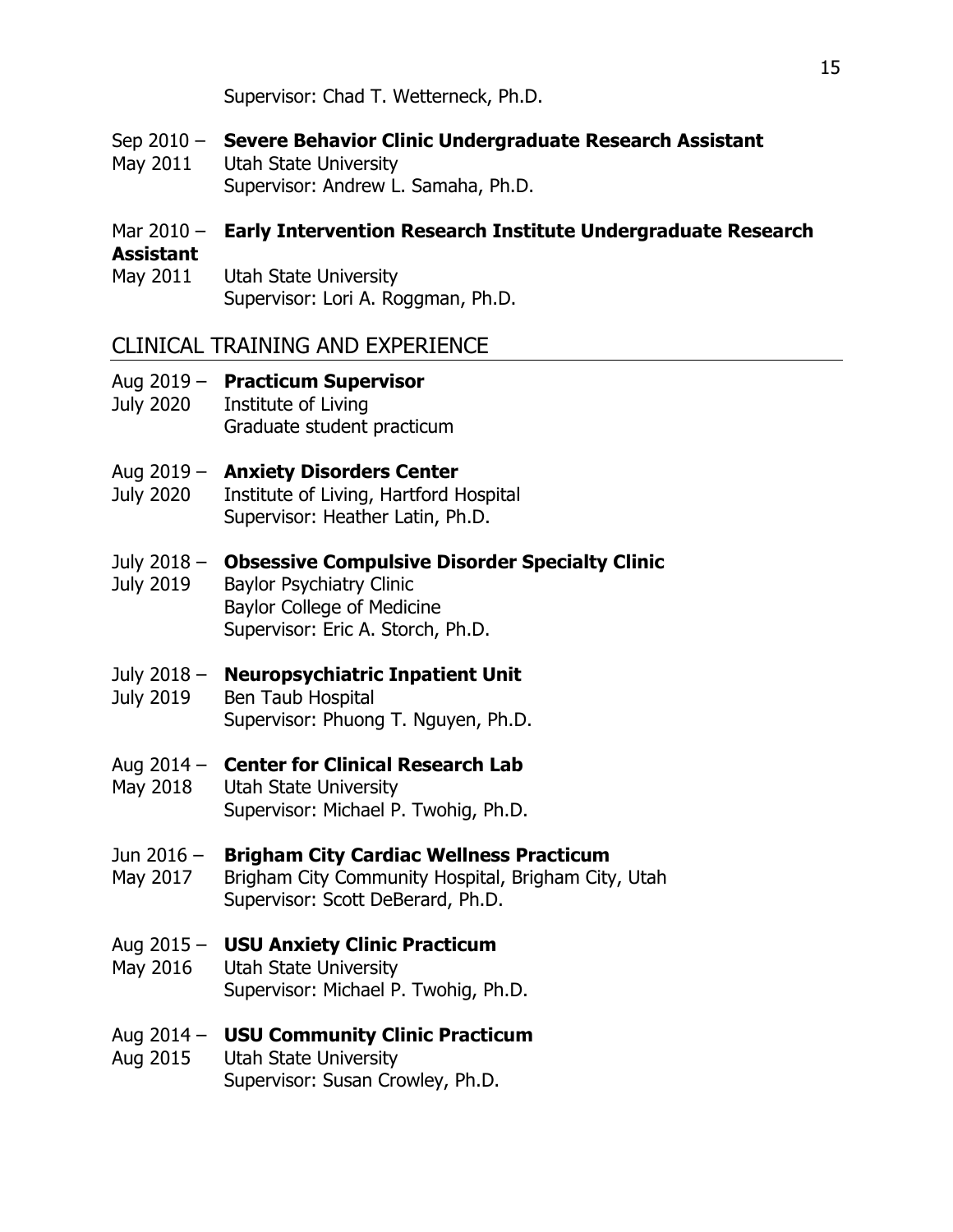Supervisor: Chad T. Wetterneck, Ph.D.

Sep 2010 – May 2011 **Severe Behavior Clinic Undergraduate Research Assistant**
Utah State University
Supervisor: Andrew L. Samaha, Ph.D.

Mar 2010 – May 2011 **Early Intervention Research Institute Undergraduate Research Assistant**
Utah State University
Supervisor: Lori A. Roggman, Ph.D.

## CLINICAL TRAINING AND EXPERIENCE

Aug 2019 – July 2020 **Practicum Supervisor**
Institute of Living
Graduate student practicum

Aug 2019 – July 2020 **Anxiety Disorders Center**
Institute of Living, Hartford Hospital
Supervisor: Heather Latin, Ph.D.

July 2018 – July 2019 **Obsessive Compulsive Disorder Specialty Clinic**
Baylor Psychiatry Clinic
Baylor College of Medicine
Supervisor: Eric A. Storch, Ph.D.

July 2018 – July 2019 **Neuropsychiatric Inpatient Unit**
Ben Taub Hospital
Supervisor: Phuong T. Nguyen, Ph.D.

Aug 2014 – May 2018 **Center for Clinical Research Lab**
Utah State University
Supervisor: Michael P. Twohig, Ph.D.

Jun 2016 – May 2017 **Brigham City Cardiac Wellness Practicum**
Brigham City Community Hospital, Brigham City, Utah
Supervisor: Scott DeBerard, Ph.D.

Aug 2015 – May 2016 **USU Anxiety Clinic Practicum**
Utah State University
Supervisor: Michael P. Twohig, Ph.D.

Aug 2014 – Aug 2015 **USU Community Clinic Practicum**
Utah State University
Supervisor: Susan Crowley, Ph.D.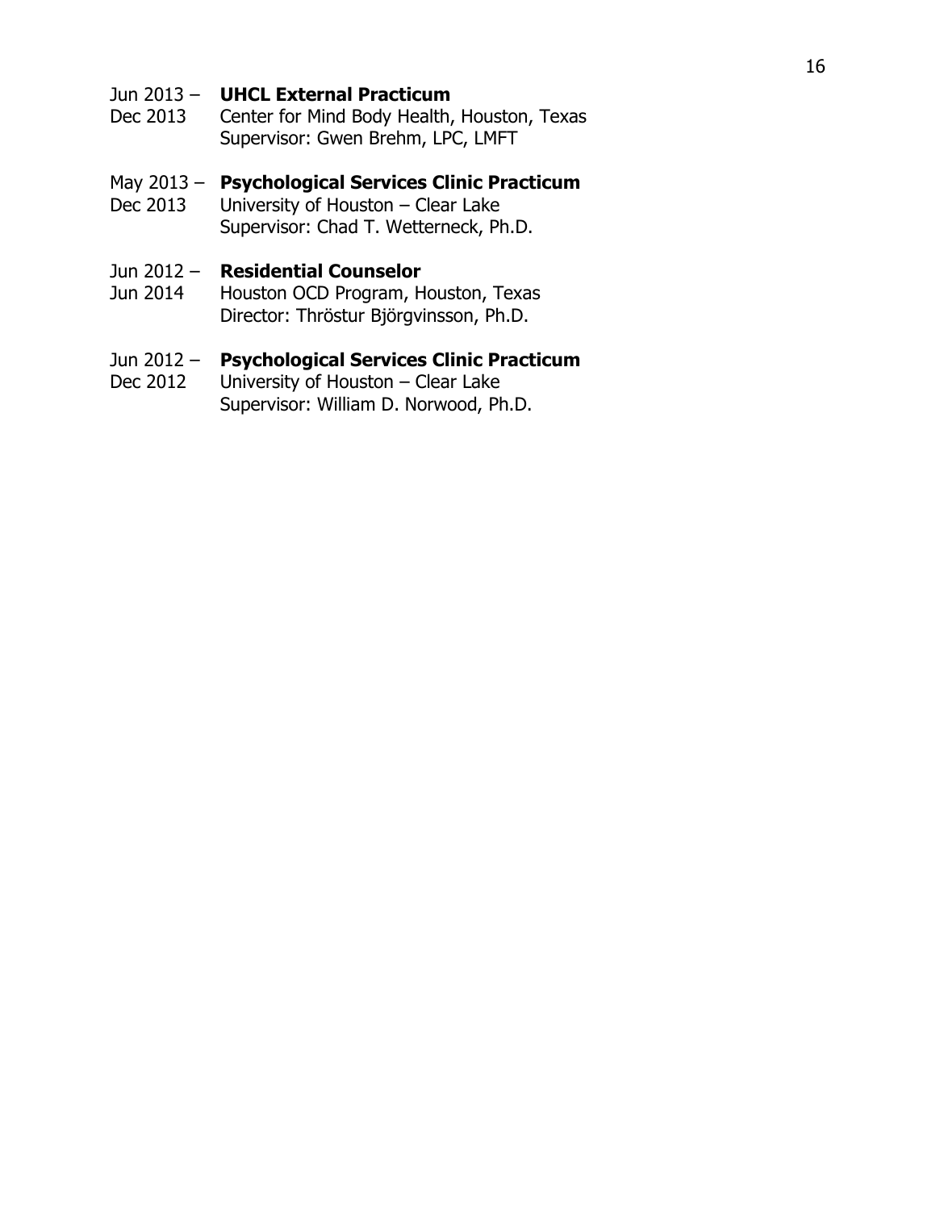Jun 2013 – Dec 2013 **UHCL External Practicum**
Center for Mind Body Health, Houston, Texas
Supervisor: Gwen Brehm, LPC, LMFT

May 2013 – Dec 2013 **Psychological Services Clinic Practicum**
University of Houston – Clear Lake
Supervisor: Chad T. Wetterneck, Ph.D.

Jun 2012 – Jun 2014 **Residential Counselor**
Houston OCD Program, Houston, Texas
Director: Thröstur Björgvinsson, Ph.D.

Jun 2012 – Dec 2012 **Psychological Services Clinic Practicum**
University of Houston – Clear Lake
Supervisor: William D. Norwood, Ph.D.